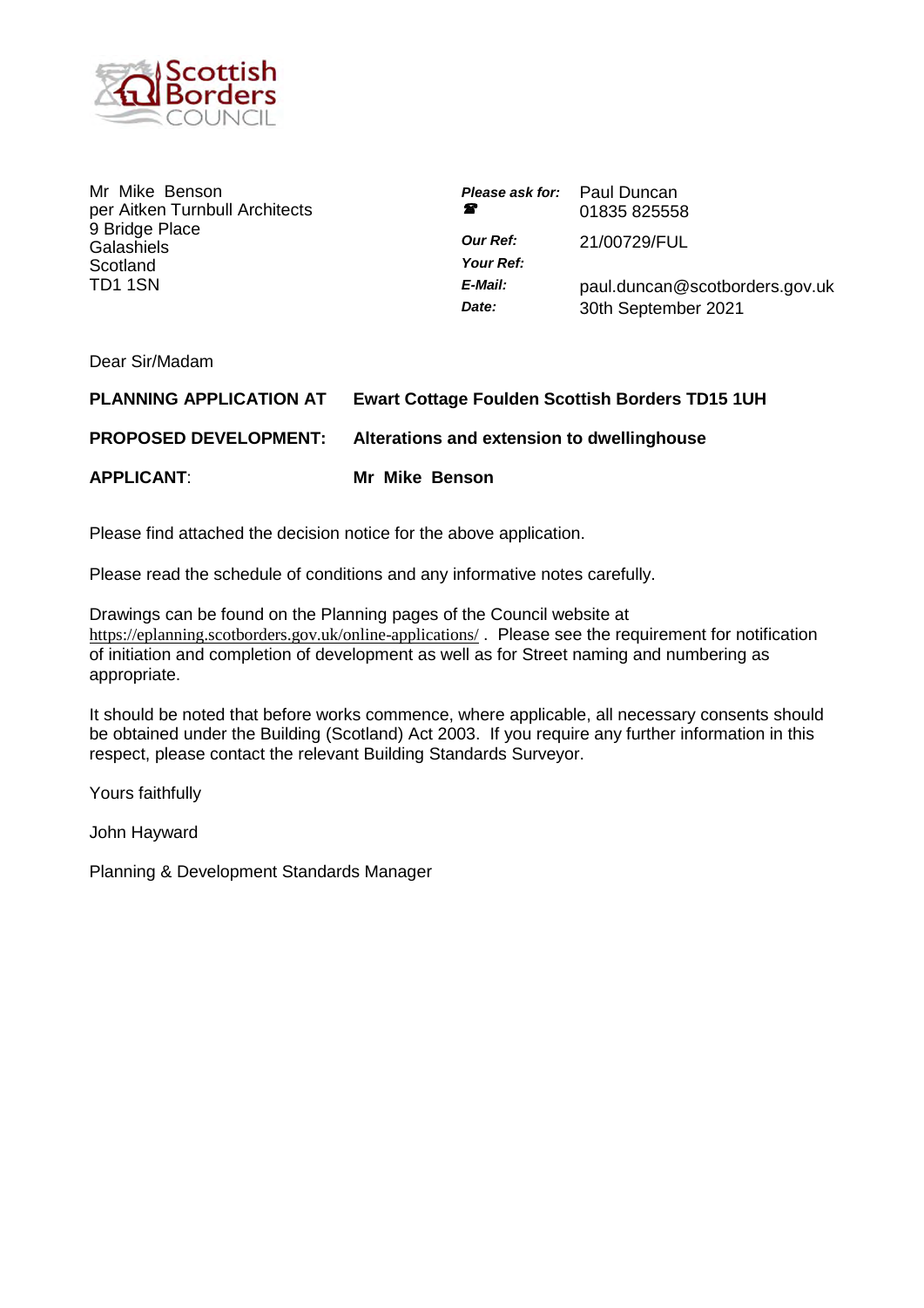Scottish Borders COUNCIL

Mr Mike Benson
per Aitken Turnbull Architects
9 Bridge Place
Galashiels
Scotland
TD1 1SN

| | |
|---|---|
| ***Please ask for:*** ☎ | Paul Duncan 01835 825558 |
| ***Our Ref:*** | 21/00729/FUL |
| ***Your Ref:*** | |
| ***E-Mail:*** | paul.duncan@scotborders.gov.uk |
| ***Date:*** | 30th September 2021 |

Dear Sir/Madam

**PLANNING APPLICATION AT** **Ewart Cottage Foulden Scottish Borders TD15 1UH**

**PROPOSED DEVELOPMENT:** **Alterations and extension to dwellinghouse**

**APPLICANT**: **Mr Mike Benson**

Please find attached the decision notice for the above application.

Please read the schedule of conditions and any informative notes carefully.

Drawings can be found on the Planning pages of the Council website at https://eplanning.scotborders.gov.uk/online-applications/ . Please see the requirement for notification of initiation and completion of development as well as for Street naming and numbering as appropriate.

It should be noted that before works commence, where applicable, all necessary consents should be obtained under the Building (Scotland) Act 2003. If you require any further information in this respect, please contact the relevant Building Standards Surveyor.

Yours faithfully

John Hayward

Planning & Development Standards Manager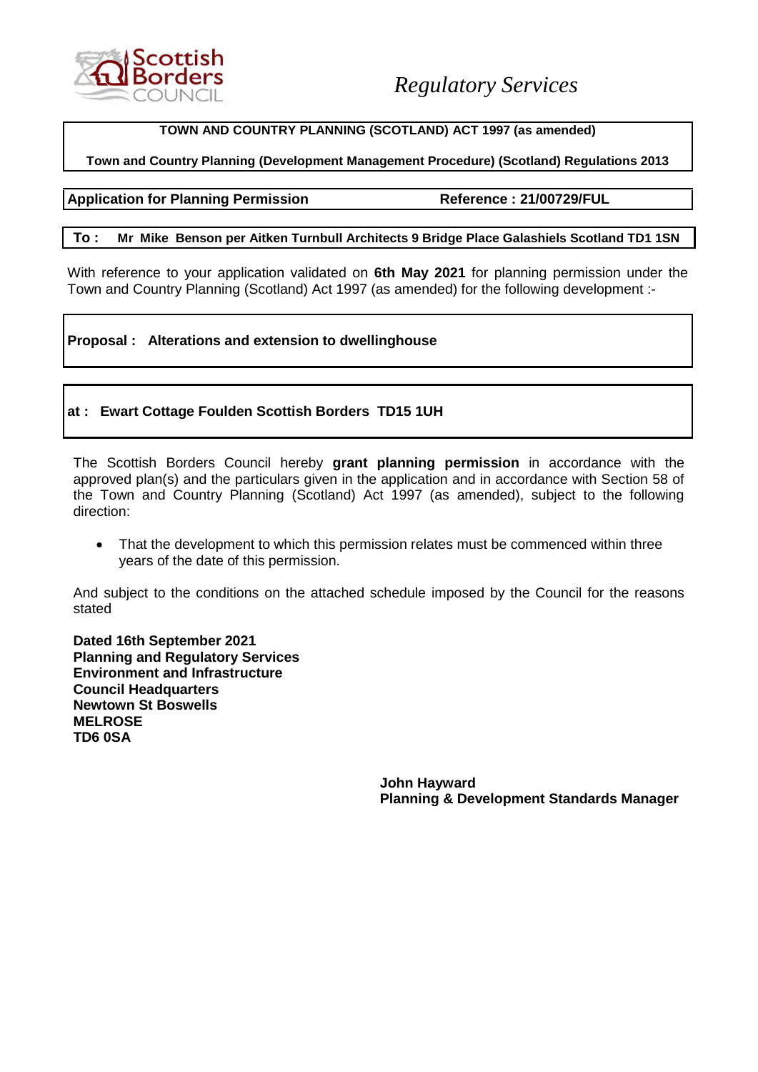*Regulatory Services*

**TOWN AND COUNTRY PLANNING (SCOTLAND) ACT 1997 (as amended)**

**Town and Country Planning (Development Management Procedure) (Scotland) Regulations 2013**

**Application for Planning Permission** **Reference : 21/00729/FUL**

**To : Mr Mike Benson per Aitken Turnbull Architects 9 Bridge Place Galashiels Scotland TD1 1SN**

With reference to your application validated on **6th May 2021** for planning permission under the Town and Country Planning (Scotland) Act 1997 (as amended) for the following development :-

**Proposal : Alterations and extension to dwellinghouse**

**at : Ewart Cottage Foulden Scottish Borders TD15 1UH**

The Scottish Borders Council hereby **grant planning permission** in accordance with the approved plan(s) and the particulars given in the application and in accordance with Section 58 of the Town and Country Planning (Scotland) Act 1997 (as amended), subject to the following direction:

- That the development to which this permission relates must be commenced within three years of the date of this permission.

And subject to the conditions on the attached schedule imposed by the Council for the reasons stated

**Dated 16th September 2021**
**Planning and Regulatory Services**
**Environment and Infrastructure**
**Council Headquarters**
**Newtown St Boswells**
**MELROSE**
**TD6 0SA**

**John Hayward**
**Planning & Development Standards Manager**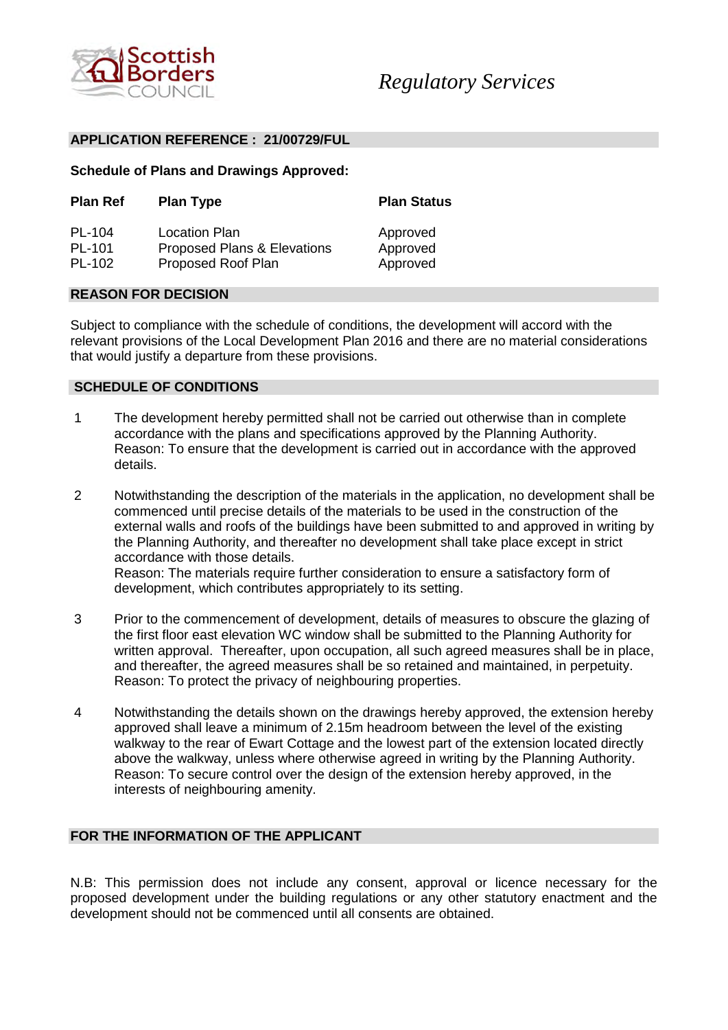Scottish Borders COUNCIL

*Regulatory Services*

## APPLICATION REFERENCE : 21/00729/FUL

**Schedule of Plans and Drawings Approved:**

| Plan Ref | Plan Type | Plan Status |
|---|---|---|
| PL-104 | Location Plan | Approved |
| PL-101 | Proposed Plans & Elevations | Approved |
| PL-102 | Proposed Roof Plan | Approved |

## REASON FOR DECISION

Subject to compliance with the schedule of conditions, the development will accord with the relevant provisions of the Local Development Plan 2016 and there are no material considerations that would justify a departure from these provisions.

## SCHEDULE OF CONDITIONS

1. The development hereby permitted shall not be carried out otherwise than in complete accordance with the plans and specifications approved by the Planning Authority.
   Reason: To ensure that the development is carried out in accordance with the approved details.

2. Notwithstanding the description of the materials in the application, no development shall be commenced until precise details of the materials to be used in the construction of the external walls and roofs of the buildings have been submitted to and approved in writing by the Planning Authority, and thereafter no development shall take place except in strict accordance with those details.
   Reason: The materials require further consideration to ensure a satisfactory form of development, which contributes appropriately to its setting.

3. Prior to the commencement of development, details of measures to obscure the glazing of the first floor east elevation WC window shall be submitted to the Planning Authority for written approval. Thereafter, upon occupation, all such agreed measures shall be in place, and thereafter, the agreed measures shall be so retained and maintained, in perpetuity.
   Reason: To protect the privacy of neighbouring properties.

4. Notwithstanding the details shown on the drawings hereby approved, the extension hereby approved shall leave a minimum of 2.15m headroom between the level of the existing walkway to the rear of Ewart Cottage and the lowest part of the extension located directly above the walkway, unless where otherwise agreed in writing by the Planning Authority.
   Reason: To secure control over the design of the extension hereby approved, in the interests of neighbouring amenity.

## FOR THE INFORMATION OF THE APPLICANT

N.B: This permission does not include any consent, approval or licence necessary for the proposed development under the building regulations or any other statutory enactment and the development should not be commenced until all consents are obtained.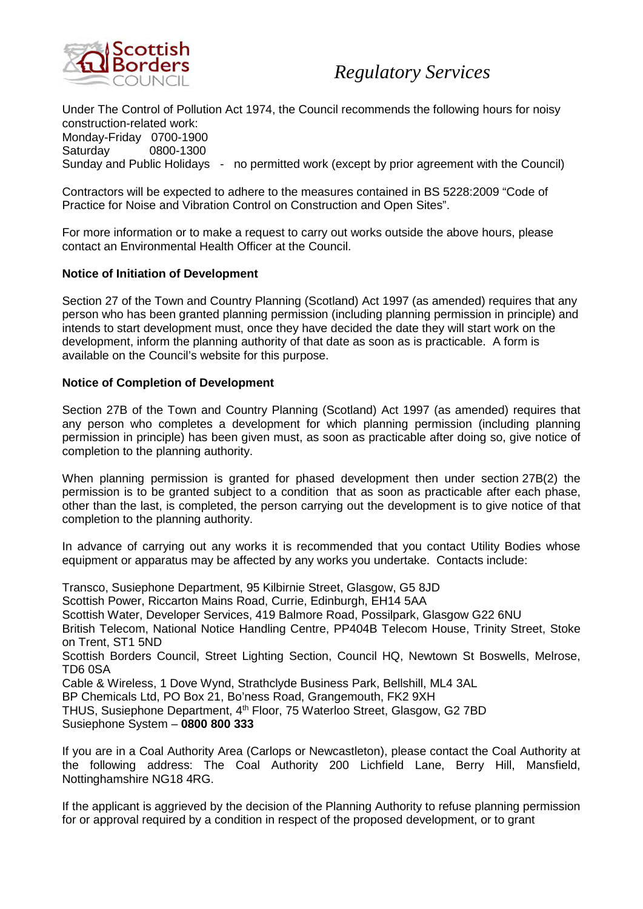Under The Control of Pollution Act 1974, the Council recommends the following hours for noisy construction-related work:
Monday-Friday 0700-1900
Saturday 0800-1300
Sunday and Public Holidays - no permitted work (except by prior agreement with the Council)

Contractors will be expected to adhere to the measures contained in BS 5228:2009 "Code of Practice for Noise and Vibration Control on Construction and Open Sites".

For more information or to make a request to carry out works outside the above hours, please contact an Environmental Health Officer at the Council.

**Notice of Initiation of Development**

Section 27 of the Town and Country Planning (Scotland) Act 1997 (as amended) requires that any person who has been granted planning permission (including planning permission in principle) and intends to start development must, once they have decided the date they will start work on the development, inform the planning authority of that date as soon as is practicable. A form is available on the Council's website for this purpose.

**Notice of Completion of Development**

Section 27B of the Town and Country Planning (Scotland) Act 1997 (as amended) requires that any person who completes a development for which planning permission (including planning permission in principle) has been given must, as soon as practicable after doing so, give notice of completion to the planning authority.

When planning permission is granted for phased development then under section 27B(2) the permission is to be granted subject to a condition that as soon as practicable after each phase, other than the last, is completed, the person carrying out the development is to give notice of that completion to the planning authority.

In advance of carrying out any works it is recommended that you contact Utility Bodies whose equipment or apparatus may be affected by any works you undertake. Contacts include:

Transco, Susiephone Department, 95 Kilbirnie Street, Glasgow, G5 8JD
Scottish Power, Riccarton Mains Road, Currie, Edinburgh, EH14 5AA
Scottish Water, Developer Services, 419 Balmore Road, Possilpark, Glasgow G22 6NU
British Telecom, National Notice Handling Centre, PP404B Telecom House, Trinity Street, Stoke on Trent, ST1 5ND
Scottish Borders Council, Street Lighting Section, Council HQ, Newtown St Boswells, Melrose, TD6 0SA
Cable & Wireless, 1 Dove Wynd, Strathclyde Business Park, Bellshill, ML4 3AL
BP Chemicals Ltd, PO Box 21, Bo'ness Road, Grangemouth, FK2 9XH
THUS, Susiephone Department, 4th Floor, 75 Waterloo Street, Glasgow, G2 7BD
Susiephone System – **0800 800 333**

If you are in a Coal Authority Area (Carlops or Newcastleton), please contact the Coal Authority at the following address: The Coal Authority 200 Lichfield Lane, Berry Hill, Mansfield, Nottinghamshire NG18 4RG.

If the applicant is aggrieved by the decision of the Planning Authority to refuse planning permission for or approval required by a condition in respect of the proposed development, or to grant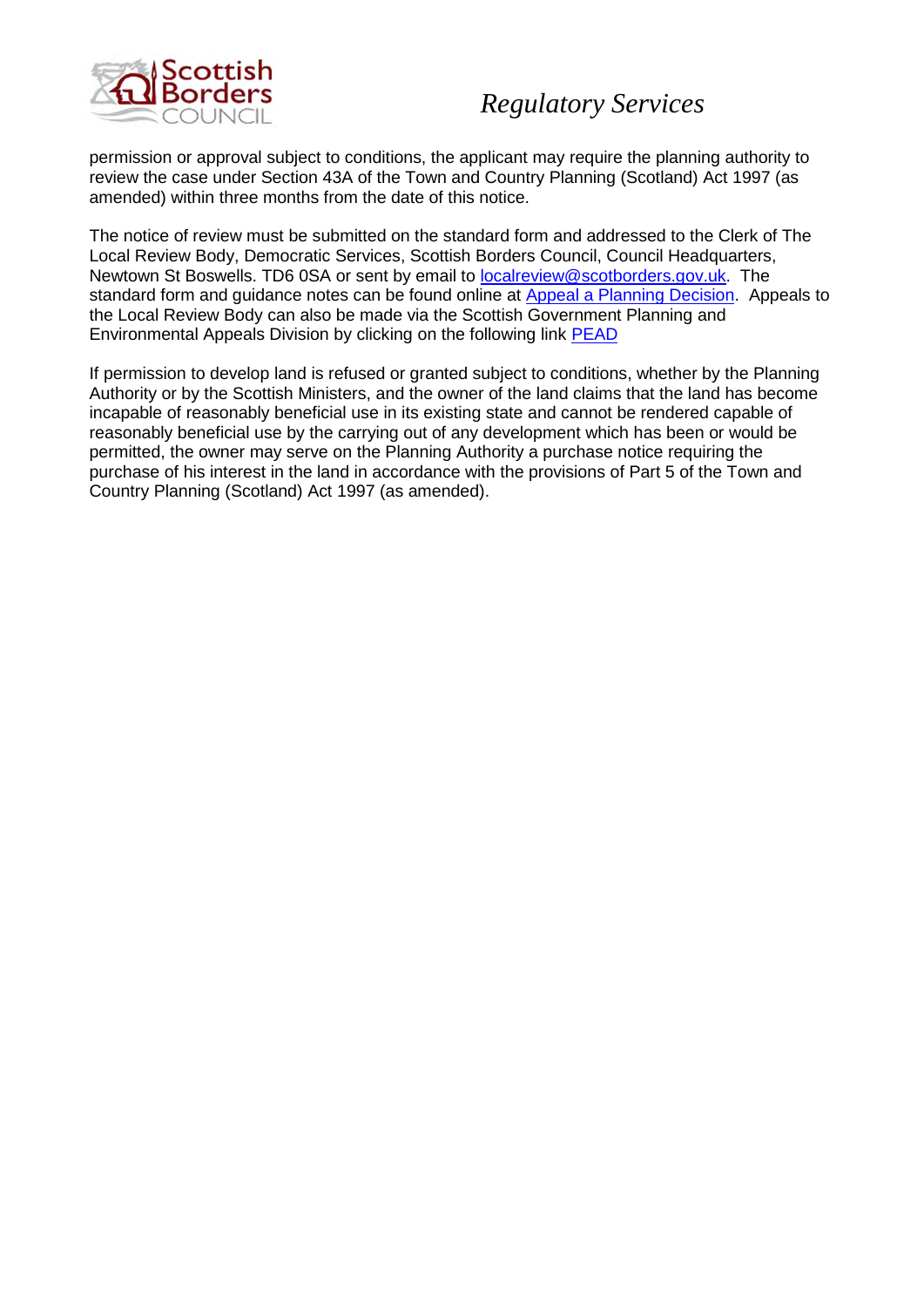permission or approval subject to conditions, the applicant may require the planning authority to review the case under Section 43A of the Town and Country Planning (Scotland) Act 1997 (as amended) within three months from the date of this notice.

The notice of review must be submitted on the standard form and addressed to the Clerk of The Local Review Body, Democratic Services, Scottish Borders Council, Council Headquarters, Newtown St Boswells. TD6 0SA or sent by email to localreview@scotborders.gov.uk. The standard form and guidance notes can be found online at Appeal a Planning Decision. Appeals to the Local Review Body can also be made via the Scottish Government Planning and Environmental Appeals Division by clicking on the following link PEAD

If permission to develop land is refused or granted subject to conditions, whether by the Planning Authority or by the Scottish Ministers, and the owner of the land claims that the land has become incapable of reasonably beneficial use in its existing state and cannot be rendered capable of reasonably beneficial use by the carrying out of any development which has been or would be permitted, the owner may serve on the Planning Authority a purchase notice requiring the purchase of his interest in the land in accordance with the provisions of Part 5 of the Town and Country Planning (Scotland) Act 1997 (as amended).